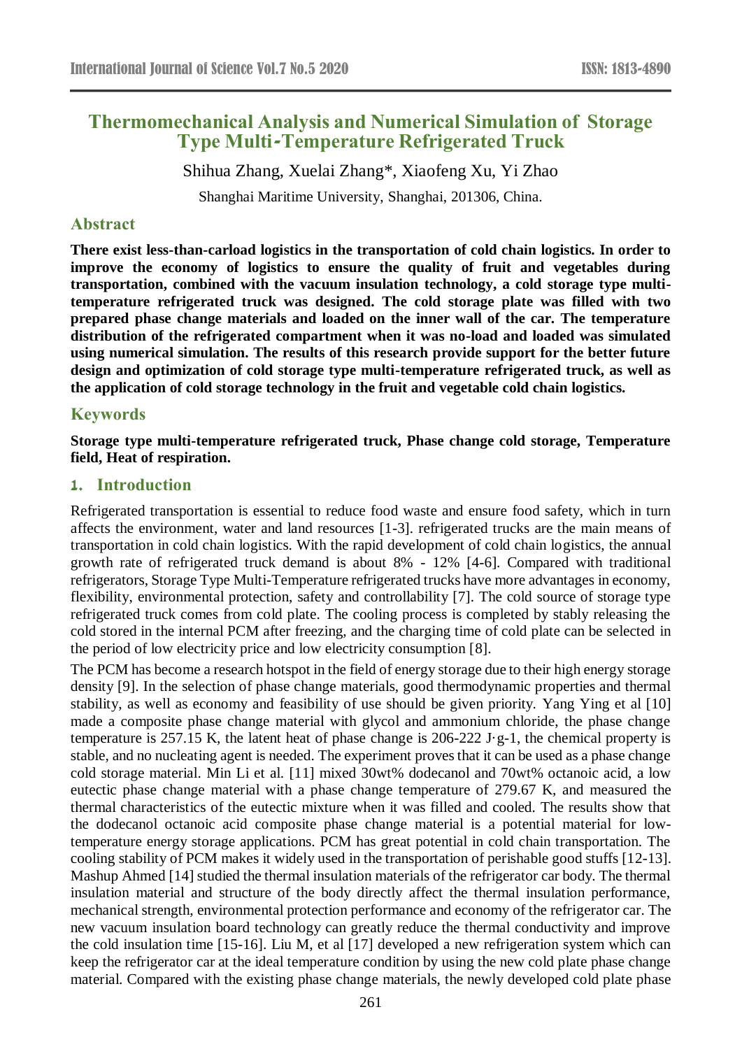# Thermomechanical Analysis and Numerical Simulation of Storage Type Multi-Temperature Refrigerated Truck

Shihua Zhang, Xuelai Zhang*, Xiaofeng Xu, Yi Zhao

Shanghai Maritime University, Shanghai, 201306, China.

## Abstract

**There exist less-than-carload logistics in the transportation of cold chain logistics. In order to improve the economy of logistics to ensure the quality of fruit and vegetables during transportation, combined with the vacuum insulation technology, a cold storage type multi-temperature refrigerated truck was designed. The cold storage plate was filled with two prepared phase change materials and loaded on the inner wall of the car. The temperature distribution of the refrigerated compartment when it was no-load and loaded was simulated using numerical simulation. The results of this research provide support for the better future design and optimization of cold storage type multi-temperature refrigerated truck, as well as the application of cold storage technology in the fruit and vegetable cold chain logistics.**

## Keywords

**Storage type multi-temperature refrigerated truck, Phase change cold storage, Temperature field, Heat of respiration.**

## 1. Introduction

Refrigerated transportation is essential to reduce food waste and ensure food safety, which in turn affects the environment, water and land resources [1-3]. refrigerated trucks are the main means of transportation in cold chain logistics. With the rapid development of cold chain logistics, the annual growth rate of refrigerated truck demand is about 8% - 12% [4-6]. Compared with traditional refrigerators, Storage Type Multi-Temperature refrigerated trucks have more advantages in economy, flexibility, environmental protection, safety and controllability [7]. The cold source of storage type refrigerated truck comes from cold plate. The cooling process is completed by stably releasing the cold stored in the internal PCM after freezing, and the charging time of cold plate can be selected in the period of low electricity price and low electricity consumption [8].

The PCM has become a research hotspot in the field of energy storage due to their high energy storage density [9]. In the selection of phase change materials, good thermodynamic properties and thermal stability, as well as economy and feasibility of use should be given priority. Yang Ying et al [10] made a composite phase change material with glycol and ammonium chloride, the phase change temperature is 257.15 K, the latent heat of phase change is 206-222 $J \cdot g^{-1}$, the chemical property is stable, and no nucleating agent is needed. The experiment proves that it can be used as a phase change cold storage material. Min Li et al. [11] mixed 30wt% dodecanol and 70wt% octanoic acid, a low eutectic phase change material with a phase change temperature of 279.67 K, and measured the thermal characteristics of the eutectic mixture when it was filled and cooled. The results show that the dodecanol octanoic acid composite phase change material is a potential material for low-temperature energy storage applications. PCM has great potential in cold chain transportation. The cooling stability of PCM makes it widely used in the transportation of perishable good stuffs [12-13]. Mashup Ahmed [14] studied the thermal insulation materials of the refrigerator car body. The thermal insulation material and structure of the body directly affect the thermal insulation performance, mechanical strength, environmental protection performance and economy of the refrigerator car. The new vacuum insulation board technology can greatly reduce the thermal conductivity and improve the cold insulation time [15-16]. Liu M, et al [17] developed a new refrigeration system which can keep the refrigerator car at the ideal temperature condition by using the new cold plate phase change material. Compared with the existing phase change materials, the newly developed cold plate phase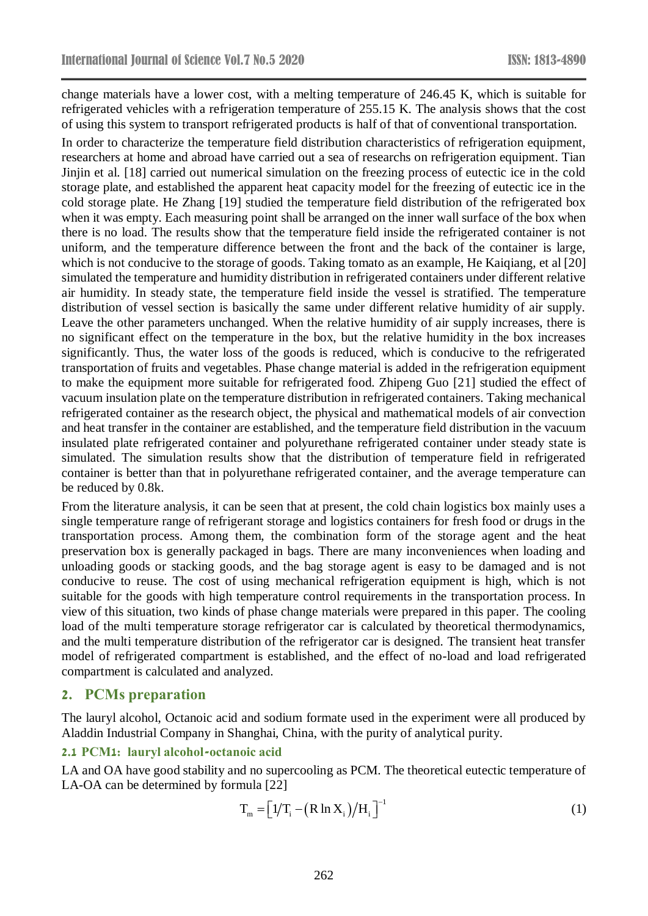change materials have a lower cost, with a melting temperature of 246.45 K, which is suitable for refrigerated vehicles with a refrigeration temperature of 255.15 K. The analysis shows that the cost of using this system to transport refrigerated products is half of that of conventional transportation.

In order to characterize the temperature field distribution characteristics of refrigeration equipment, researchers at home and abroad have carried out a sea of researchs on refrigeration equipment. Tian Jinjin et al. [18] carried out numerical simulation on the freezing process of eutectic ice in the cold storage plate, and established the apparent heat capacity model for the freezing of eutectic ice in the cold storage plate. He Zhang [19] studied the temperature field distribution of the refrigerated box when it was empty. Each measuring point shall be arranged on the inner wall surface of the box when there is no load. The results show that the temperature field inside the refrigerated container is not uniform, and the temperature difference between the front and the back of the container is large, which is not conducive to the storage of goods. Taking tomato as an example, He Kaiqiang, et al [20] simulated the temperature and humidity distribution in refrigerated containers under different relative air humidity. In steady state, the temperature field inside the vessel is stratified. The temperature distribution of vessel section is basically the same under different relative humidity of air supply. Leave the other parameters unchanged. When the relative humidity of air supply increases, there is no significant effect on the temperature in the box, but the relative humidity in the box increases significantly. Thus, the water loss of the goods is reduced, which is conducive to the refrigerated transportation of fruits and vegetables. Phase change material is added in the refrigeration equipment to make the equipment more suitable for refrigerated food. Zhipeng Guo [21] studied the effect of vacuum insulation plate on the temperature distribution in refrigerated containers. Taking mechanical refrigerated container as the research object, the physical and mathematical models of air convection and heat transfer in the container are established, and the temperature field distribution in the vacuum insulated plate refrigerated container and polyurethane refrigerated container under steady state is simulated. The simulation results show that the distribution of temperature field in refrigerated container is better than that in polyurethane refrigerated container, and the average temperature can be reduced by 0.8k.

From the literature analysis, it can be seen that at present, the cold chain logistics box mainly uses a single temperature range of refrigerant storage and logistics containers for fresh food or drugs in the transportation process. Among them, the combination form of the storage agent and the heat preservation box is generally packaged in bags. There are many inconveniences when loading and unloading goods or stacking goods, and the bag storage agent is easy to be damaged and is not conducive to reuse. The cost of using mechanical refrigeration equipment is high, which is not suitable for the goods with high temperature control requirements in the transportation process. In view of this situation, two kinds of phase change materials were prepared in this paper. The cooling load of the multi temperature storage refrigerator car is calculated by theoretical thermodynamics, and the multi temperature distribution of the refrigerator car is designed. The transient heat transfer model of refrigerated compartment is established, and the effect of no-load and load refrigerated compartment is calculated and analyzed.

## 2. PCMs preparation

The lauryl alcohol, Octanoic acid and sodium formate used in the experiment were all produced by Aladdin Industrial Company in Shanghai, China, with the purity of analytical purity.

### 2.1 PCM1: lauryl alcohol-octanoic acid

LA and OA have good stability and no supercooling as PCM. The theoretical eutectic temperature of LA-OA can be determined by formula [22]

$$T_m = \left[ 1/T_i - \left( R \ln X_i \right)/H_i \right]^{-1} \tag{1}$$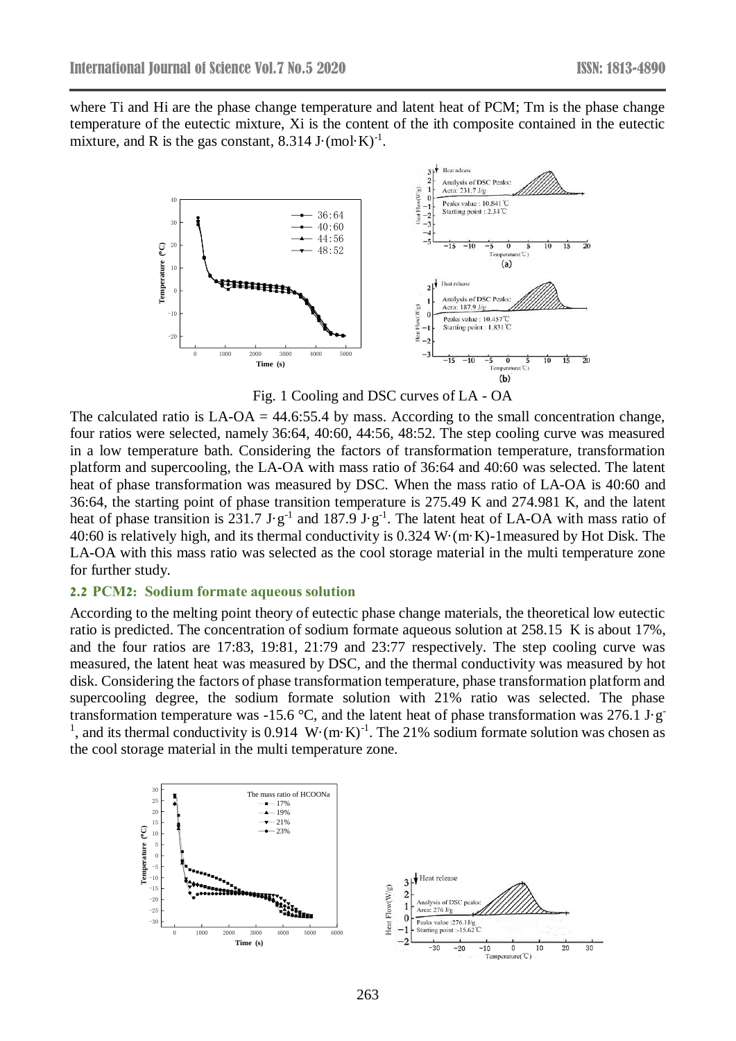where Ti and Hi are the phase change temperature and latent heat of PCM; Tm is the phase change temperature of the eutectic mixture, Xi is the content of the ith composite contained in the eutectic mixture, and R is the gas constant, 8.314 J·(mol·K)$^{-1}$.

Fig. 1 Cooling and DSC curves of LA - OA

The calculated ratio is LA-OA = 44.6:55.4 by mass. According to the small concentration change, four ratios were selected, namely 36:64, 40:60, 44:56, 48:52. The step cooling curve was measured in a low temperature bath. Considering the factors of transformation temperature, transformation platform and supercooling, the LA-OA with mass ratio of 36:64 and 40:60 was selected. The latent heat of phase transformation was measured by DSC. When the mass ratio of LA-OA is 40:60 and 36:64, the starting point of phase transition temperature is 275.49 K and 274.981 K, and the latent heat of phase transition is 231.7 J·g$^{-1}$ and 187.9 J·g$^{-1}$. The latent heat of LA-OA with mass ratio of 40:60 is relatively high, and its thermal conductivity is 0.324 W·(m·K)-1measured by Hot Disk. The LA-OA with this mass ratio was selected as the cool storage material in the multi temperature zone for further study.

### 2.2 PCM2: Sodium formate aqueous solution

According to the melting point theory of eutectic phase change materials, the theoretical low eutectic ratio is predicted. The concentration of sodium formate aqueous solution at 258.15 K is about 17%, and the four ratios are 17:83, 19:81, 21:79 and 23:77 respectively. The step cooling curve was measured, the latent heat was measured by DSC, and the thermal conductivity was measured by hot disk. Considering the factors of phase transformation temperature, phase transformation platform and supercooling degree, the sodium formate solution with 21% ratio was selected. The phase transformation temperature was -15.6 °C, and the latent heat of phase transformation was 276.1 J·g$^{-1}$, and its thermal conductivity is 0.914 W·(m·K)$^{-1}$. The 21% sodium formate solution was chosen as the cool storage material in the multi temperature zone.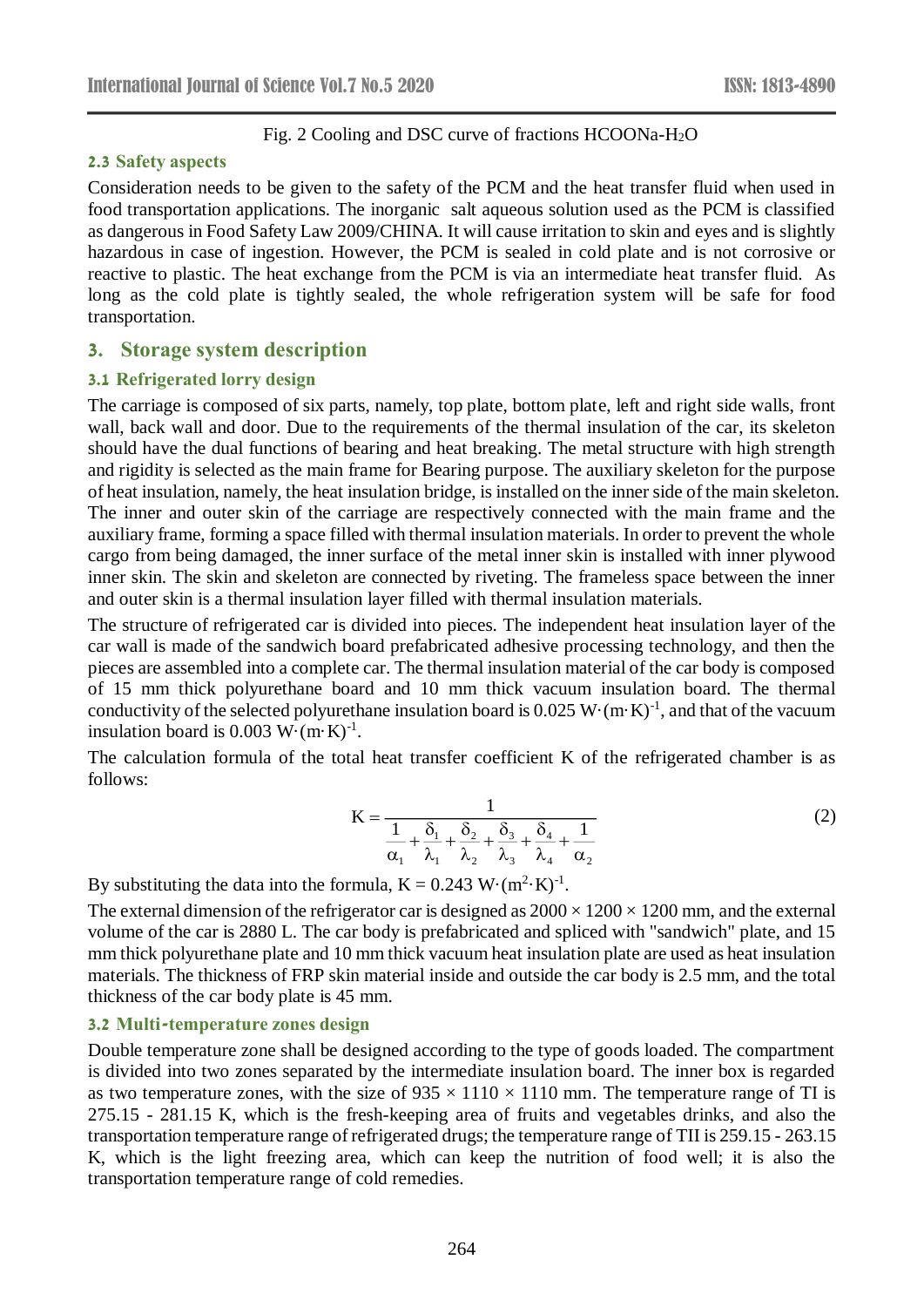Fig. 2 Cooling and DSC curve of fractions $HCOONa-H_2O$

### 2.3 Safety aspects

Consideration needs to be given to the safety of the PCM and the heat transfer fluid when used in food transportation applications. The inorganic salt aqueous solution used as the PCM is classified as dangerous in Food Safety Law 2009/CHINA. It will cause irritation to skin and eyes and is slightly hazardous in case of ingestion. However, the PCM is sealed in cold plate and is not corrosive or reactive to plastic. The heat exchange from the PCM is via an intermediate heat transfer fluid. As long as the cold plate is tightly sealed, the whole refrigeration system will be safe for food transportation.

## 3. Storage system description

### 3.1 Refrigerated lorry design

The carriage is composed of six parts, namely, top plate, bottom plate, left and right side walls, front wall, back wall and door. Due to the requirements of the thermal insulation of the car, its skeleton should have the dual functions of bearing and heat breaking. The metal structure with high strength and rigidity is selected as the main frame for Bearing purpose. The auxiliary skeleton for the purpose of heat insulation, namely, the heat insulation bridge, is installed on the inner side of the main skeleton. The inner and outer skin of the carriage are respectively connected with the main frame and the auxiliary frame, forming a space filled with thermal insulation materials. In order to prevent the whole cargo from being damaged, the inner surface of the metal inner skin is installed with inner plywood inner skin. The skin and skeleton are connected by riveting. The frameless space between the inner and outer skin is a thermal insulation layer filled with thermal insulation materials.

The structure of refrigerated car is divided into pieces. The independent heat insulation layer of the car wall is made of the sandwich board prefabricated adhesive processing technology, and then the pieces are assembled into a complete car. The thermal insulation material of the car body is composed of 15 mm thick polyurethane board and 10 mm thick vacuum insulation board. The thermal conductivity of the selected polyurethane insulation board is $0.025\ W\cdot(m\cdot K)^{-1}$, and that of the vacuum insulation board is $0.003\ W\cdot(m\cdot K)^{-1}$.

The calculation formula of the total heat transfer coefficient K of the refrigerated chamber is as follows:

$$K = \frac{1}{\frac{1}{\alpha_1} + \frac{\delta_1}{\lambda_1} + \frac{\delta_2}{\lambda_2} + \frac{\delta_3}{\lambda_3} + \frac{\delta_4}{\lambda_4} + \frac{1}{\alpha_2}} \tag{2}$$

By substituting the data into the formula, $K = 0.243\ W\cdot(m^2\cdot K)^{-1}$.

The external dimension of the refrigerator car is designed as $2000 \times 1200 \times 1200$ mm, and the external volume of the car is 2880 L. The car body is prefabricated and spliced with "sandwich" plate, and 15 mm thick polyurethane plate and 10 mm thick vacuum heat insulation plate are used as heat insulation materials. The thickness of FRP skin material inside and outside the car body is 2.5 mm, and the total thickness of the car body plate is 45 mm.

### 3.2 Multi-temperature zones design

Double temperature zone shall be designed according to the type of goods loaded. The compartment is divided into two zones separated by the intermediate insulation board. The inner box is regarded as two temperature zones, with the size of $935 \times 1110 \times 1110$ mm. The temperature range of TI is 275.15 - 281.15 K, which is the fresh-keeping area of fruits and vegetables drinks, and also the transportation temperature range of refrigerated drugs; the temperature range of TII is 259.15 - 263.15 K, which is the light freezing area, which can keep the nutrition of food well; it is also the transportation temperature range of cold remedies.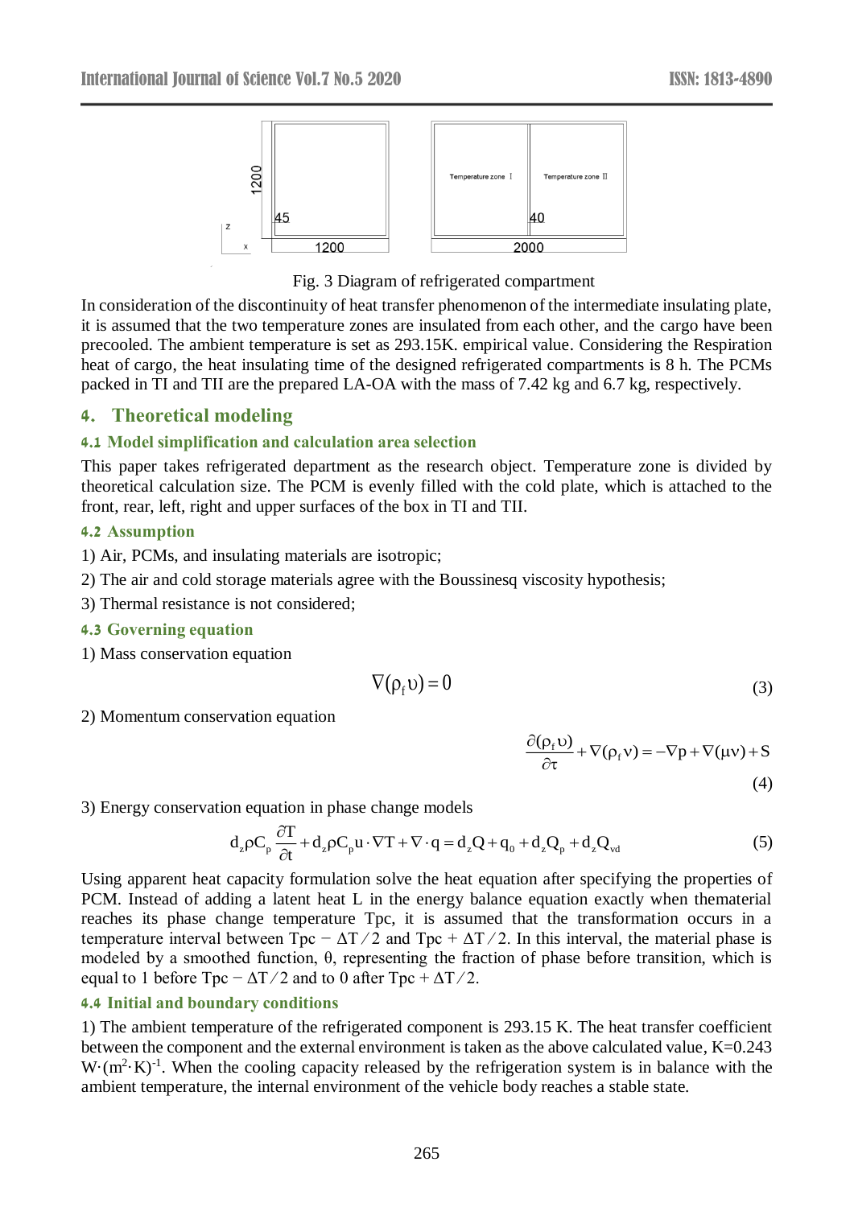Fig. 3 Diagram of refrigerated compartment

In consideration of the discontinuity of heat transfer phenomenon of the intermediate insulating plate, it is assumed that the two temperature zones are insulated from each other, and the cargo have been precooled. The ambient temperature is set as 293.15K. empirical value. Considering the Respiration heat of cargo, the heat insulating time of the designed refrigerated compartments is 8 h. The PCMs packed in TI and TII are the prepared LA-OA with the mass of 7.42 kg and 6.7 kg, respectively.

## 4. Theoretical modeling

### 4.1 Model simplification and calculation area selection

This paper takes refrigerated department as the research object. Temperature zone is divided by theoretical calculation size. The PCM is evenly filled with the cold plate, which is attached to the front, rear, left, right and upper surfaces of the box in TI and TII.

### 4.2 Assumption

1) Air, PCMs, and insulating materials are isotropic;

2) The air and cold storage materials agree with the Boussinesq viscosity hypothesis;

3) Thermal resistance is not considered;

### 4.3 Governing equation

1) Mass conservation equation

$$\nabla(\rho_f \upsilon) = 0 \tag{3}$$

2) Momentum conservation equation

$$\frac{\partial(\rho_f \upsilon)}{\partial \tau} + \nabla(\rho_f \nu) = -\nabla p + \nabla(\mu \nu) + S \tag{4}$$

3) Energy conservation equation in phase change models

$$d_z \rho C_p \frac{\partial T}{\partial t} + d_z \rho C_p u \cdot \nabla T + \nabla \cdot q = d_z Q + q_0 + d_z Q_p + d_z Q_{vd} \tag{5}$$

Using apparent heat capacity formulation solve the heat equation after specifying the properties of PCM. Instead of adding a latent heat L in the energy balance equation exactly when thematerial reaches its phase change temperature Tpc, it is assumed that the transformation occurs in a temperature interval between Tpc − $\Delta T/2$ and Tpc + $\Delta T/2$. In this interval, the material phase is modeled by a smoothed function, θ, representing the fraction of phase before transition, which is equal to 1 before Tpc − $\Delta T/2$ and to 0 after Tpc + $\Delta T/2$.

### 4.4 Initial and boundary conditions

1) The ambient temperature of the refrigerated component is 293.15 K. The heat transfer coefficient between the component and the external environment is taken as the above calculated value, K=0.243 $W\cdot(m^2\cdot K)^{-1}$. When the cooling capacity released by the refrigeration system is in balance with the ambient temperature, the internal environment of the vehicle body reaches a stable state.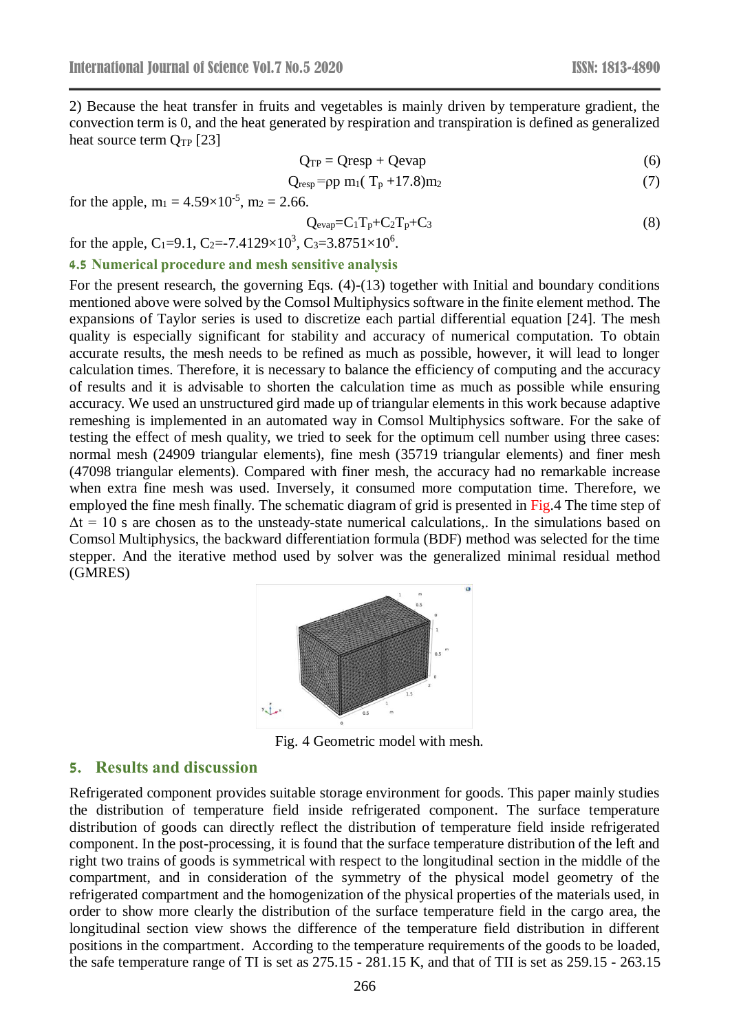2) Because the heat transfer in fruits and vegetables is mainly driven by temperature gradient, the convection term is 0, and the heat generated by respiration and transpiration is defined as generalized heat source term $Q_{TP}$ [23]

$$Q_{TP} = Qresp + Qevap \tag{6}$$

$$Q_{resp} = \rho p\ m_1(\ T_p + 17.8) m_2 \tag{7}$$

for the apple, $m_1 = 4.59\times10^{-5}$, $m_2 = 2.66$.

$$Q_{evap} = C_1 T_p + C_2 T_p + C_3 \tag{8}$$

for the apple, $C_1$=9.1, $C_2$=-7.4129×$10^3$, $C_3$=3.8751×$10^6$.

### 4.5 Numerical procedure and mesh sensitive analysis

For the present research, the governing Eqs. (4)-(13) together with Initial and boundary conditions mentioned above were solved by the Comsol Multiphysics software in the finite element method. The expansions of Taylor series is used to discretize each partial differential equation [24]. The mesh quality is especially significant for stability and accuracy of numerical computation. To obtain accurate results, the mesh needs to be refined as much as possible, however, it will lead to longer calculation times. Therefore, it is necessary to balance the efficiency of computing and the accuracy of results and it is advisable to shorten the calculation time as much as possible while ensuring accuracy. We used an unstructured gird made up of triangular elements in this work because adaptive remeshing is implemented in an automated way in Comsol Multiphysics software. For the sake of testing the effect of mesh quality, we tried to seek for the optimum cell number using three cases: normal mesh (24909 triangular elements), fine mesh (35719 triangular elements) and finer mesh (47098 triangular elements). Compared with finer mesh, the accuracy had no remarkable increase when extra fine mesh was used. Inversely, it consumed more computation time. Therefore, we employed the fine mesh finally. The schematic diagram of grid is presented in Fig.4 The time step of $\Delta t$ = 10 s are chosen as to the unsteady-state numerical calculations,. In the simulations based on Comsol Multiphysics, the backward differentiation formula (BDF) method was selected for the time stepper. And the iterative method used by solver was the generalized minimal residual method (GMRES)

Fig. 4 Geometric model with mesh.

## 5. Results and discussion

Refrigerated component provides suitable storage environment for goods. This paper mainly studies the distribution of temperature field inside refrigerated component. The surface temperature distribution of goods can directly reflect the distribution of temperature field inside refrigerated component. In the post-processing, it is found that the surface temperature distribution of the left and right two trains of goods is symmetrical with respect to the longitudinal section in the middle of the compartment, and in consideration of the symmetry of the physical model geometry of the refrigerated compartment and the homogenization of the physical properties of the materials used, in order to show more clearly the distribution of the surface temperature field in the cargo area, the longitudinal section view shows the difference of the temperature field distribution in different positions in the compartment. According to the temperature requirements of the goods to be loaded, the safe temperature range of TI is set as 275.15 - 281.15 K, and that of TII is set as 259.15 - 263.15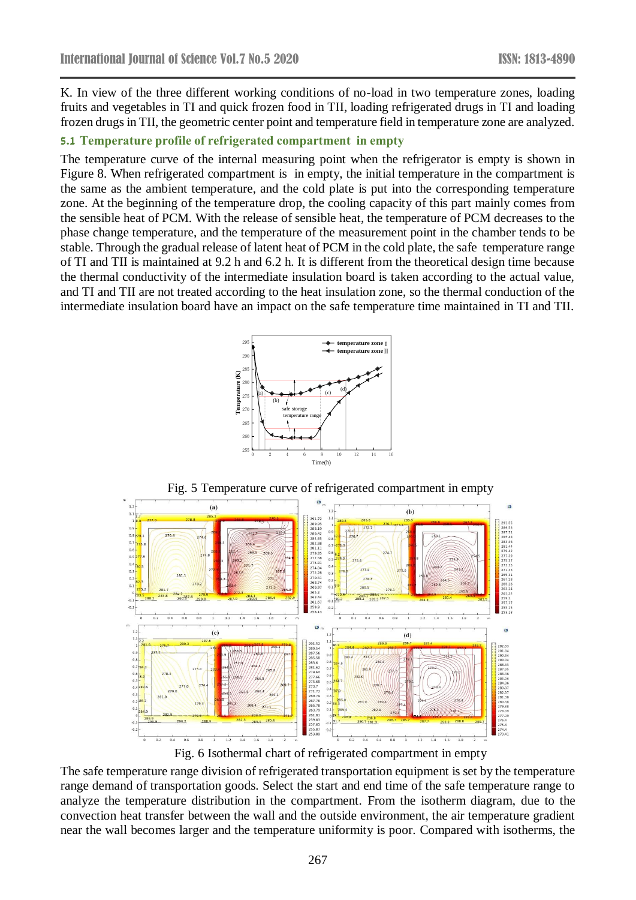K. In view of the three different working conditions of no-load in two temperature zones, loading fruits and vegetables in TI and quick frozen food in TII, loading refrigerated drugs in TI and loading frozen drugs in TII, the geometric center point and temperature field in temperature zone are analyzed.

### 5.1 Temperature profile of refrigerated compartment in empty

The temperature curve of the internal measuring point when the refrigerator is empty is shown in Figure 8. When refrigerated compartment is in empty, the initial temperature in the compartment is the same as the ambient temperature, and the cold plate is put into the corresponding temperature zone. At the beginning of the temperature drop, the cooling capacity of this part mainly comes from the sensible heat of PCM. With the release of sensible heat, the temperature of PCM decreases to the phase change temperature, and the temperature of the measurement point in the chamber tends to be stable. Through the gradual release of latent heat of PCM in the cold plate, the safe temperature range of TI and TII is maintained at 9.2 h and 6.2 h. It is different from the theoretical design time because the thermal conductivity of the intermediate insulation board is taken according to the actual value, and TI and TII are not treated according to the heat insulation zone, so the thermal conduction of the intermediate insulation board have an impact on the safe temperature time maintained in TI and TII.

Fig. 5 Temperature curve of refrigerated compartment in empty

Fig. 6 Isothermal chart of refrigerated compartment in empty

The safe temperature range division of refrigerated transportation equipment is set by the temperature range demand of transportation goods. Select the start and end time of the safe temperature range to analyze the temperature distribution in the compartment. From the isotherm diagram, due to the convection heat transfer between the wall and the outside environment, the air temperature gradient near the wall becomes larger and the temperature uniformity is poor. Compared with isotherms, the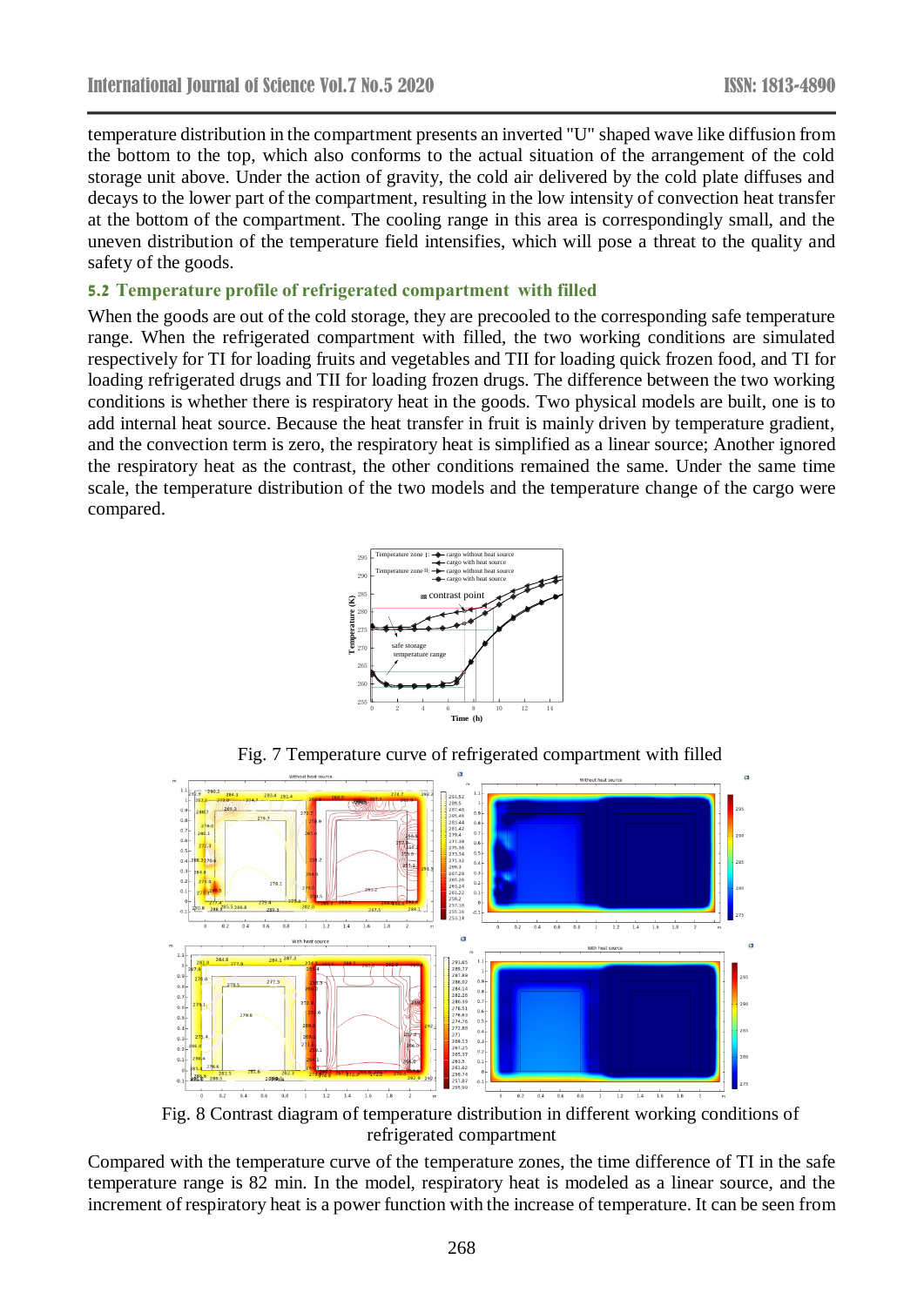temperature distribution in the compartment presents an inverted "U" shaped wave like diffusion from the bottom to the top, which also conforms to the actual situation of the arrangement of the cold storage unit above. Under the action of gravity, the cold air delivered by the cold plate diffuses and decays to the lower part of the compartment, resulting in the low intensity of convection heat transfer at the bottom of the compartment. The cooling range in this area is correspondingly small, and the uneven distribution of the temperature field intensifies, which will pose a threat to the quality and safety of the goods.

### 5.2 Temperature profile of refrigerated compartment with filled

When the goods are out of the cold storage, they are precooled to the corresponding safe temperature range. When the refrigerated compartment with filled, the two working conditions are simulated respectively for TI for loading fruits and vegetables and TII for loading quick frozen food, and TI for loading refrigerated drugs and TII for loading frozen drugs. The difference between the two working conditions is whether there is respiratory heat in the goods. Two physical models are built, one is to add internal heat source. Because the heat transfer in fruit is mainly driven by temperature gradient, and the convection term is zero, the respiratory heat is simplified as a linear source; Another ignored the respiratory heat as the contrast, the other conditions remained the same. Under the same time scale, the temperature distribution of the two models and the temperature change of the cargo were compared.

Fig. 7 Temperature curve of refrigerated compartment with filled

Fig. 8 Contrast diagram of temperature distribution in different working conditions of refrigerated compartment

Compared with the temperature curve of the temperature zones, the time difference of TI in the safe temperature range is 82 min. In the model, respiratory heat is modeled as a linear source, and the increment of respiratory heat is a power function with the increase of temperature. It can be seen from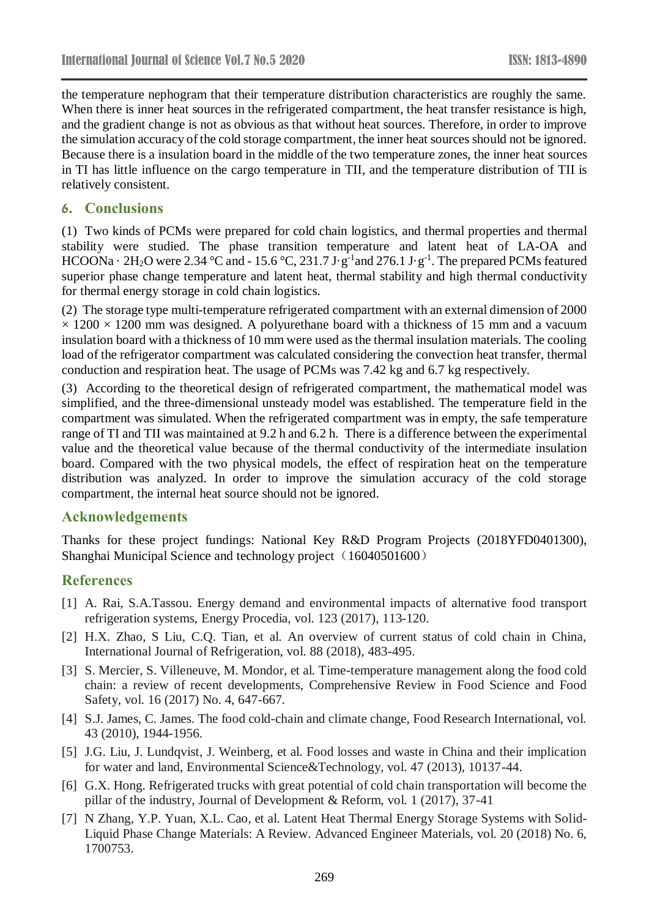the temperature nephogram that their temperature distribution characteristics are roughly the same. When there is inner heat sources in the refrigerated compartment, the heat transfer resistance is high, and the gradient change is not as obvious as that without heat sources. Therefore, in order to improve the simulation accuracy of the cold storage compartment, the inner heat sources should not be ignored. Because there is a insulation board in the middle of the two temperature zones, the inner heat sources in TI has little influence on the cargo temperature in TII, and the temperature distribution of TII is relatively consistent.

## 6. Conclusions

(1) Two kinds of PCMs were prepared for cold chain logistics, and thermal properties and thermal stability were studied. The phase transition temperature and latent heat of LA-OA and $HCOONa \cdot 2H_2O$ were 2.34 °C and - 15.6 °C, 231.7 $J \cdot g^{-1}$ and 276.1 $J \cdot g^{-1}$. The prepared PCMs featured superior phase change temperature and latent heat, thermal stability and high thermal conductivity for thermal energy storage in cold chain logistics.

(2) The storage type multi-temperature refrigerated compartment with an external dimension of 2000 × 1200 × 1200 mm was designed. A polyurethane board with a thickness of 15 mm and a vacuum insulation board with a thickness of 10 mm were used as the thermal insulation materials. The cooling load of the refrigerator compartment was calculated considering the convection heat transfer, thermal conduction and respiration heat. The usage of PCMs was 7.42 kg and 6.7 kg respectively.

(3) According to the theoretical design of refrigerated compartment, the mathematical model was simplified, and the three-dimensional unsteady model was established. The temperature field in the compartment was simulated. When the refrigerated compartment was in empty, the safe temperature range of TI and TII was maintained at 9.2 h and 6.2 h. There is a difference between the experimental value and the theoretical value because of the thermal conductivity of the intermediate insulation board. Compared with the two physical models, the effect of respiration heat on the temperature distribution was analyzed. In order to improve the simulation accuracy of the cold storage compartment, the internal heat source should not be ignored.

## Acknowledgements

Thanks for these project fundings: National Key R&D Program Projects (2018YFD0401300), Shanghai Municipal Science and technology project（16040501600）

## References

[1] A. Rai, S.A.Tassou. Energy demand and environmental impacts of alternative food transport refrigeration systems, Energy Procedia, vol. 123 (2017), 113-120.

[2] H.X. Zhao, S Liu, C.Q. Tian, et al. An overview of current status of cold chain in China, International Journal of Refrigeration, vol. 88 (2018), 483-495.

[3] S. Mercier, S. Villeneuve, M. Mondor, et al. Time-temperature management along the food cold chain: a review of recent developments, Comprehensive Review in Food Science and Food Safety, vol. 16 (2017) No. 4, 647-667.

[4] S.J. James, C. James. The food cold-chain and climate change, Food Research International, vol. 43 (2010), 1944-1956.

[5] J.G. Liu, J. Lundqvist, J. Weinberg, et al. Food losses and waste in China and their implication for water and land, Environmental Science&Technology, vol. 47 (2013), 10137-44.

[6] G.X. Hong. Refrigerated trucks with great potential of cold chain transportation will become the pillar of the industry, Journal of Development & Reform, vol. 1 (2017), 37-41

[7] N Zhang, Y.P. Yuan, X.L. Cao, et al. Latent Heat Thermal Energy Storage Systems with Solid-Liquid Phase Change Materials: A Review. Advanced Engineer Materials, vol. 20 (2018) No. 6, 1700753.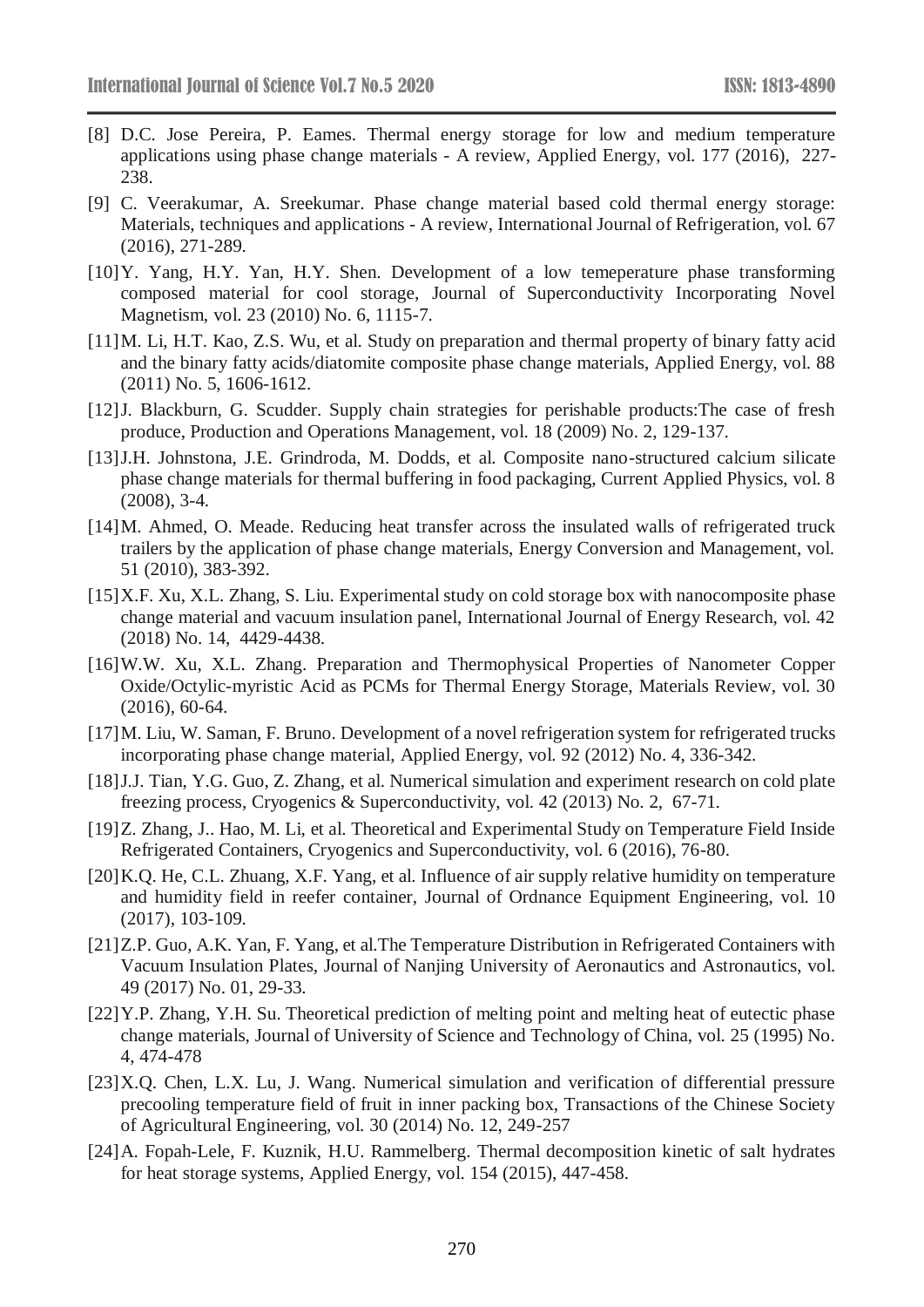[8] D.C. Jose Pereira, P. Eames. Thermal energy storage for low and medium temperature applications using phase change materials - A review, Applied Energy, vol. 177 (2016), 227-238.

[9] C. Veerakumar, A. Sreekumar. Phase change material based cold thermal energy storage: Materials, techniques and applications - A review, International Journal of Refrigeration, vol. 67 (2016), 271-289.

[10] Y. Yang, H.Y. Yan, H.Y. Shen. Development of a low temeperature phase transforming composed material for cool storage, Journal of Superconductivity Incorporating Novel Magnetism, vol. 23 (2010) No. 6, 1115-7.

[11] M. Li, H.T. Kao, Z.S. Wu, et al. Study on preparation and thermal property of binary fatty acid and the binary fatty acids/diatomite composite phase change materials, Applied Energy, vol. 88 (2011) No. 5, 1606-1612.

[12] J. Blackburn, G. Scudder. Supply chain strategies for perishable products:The case of fresh produce, Production and Operations Management, vol. 18 (2009) No. 2, 129-137.

[13] J.H. Johnstona, J.E. Grindroda, M. Dodds, et al. Composite nano-structured calcium silicate phase change materials for thermal buffering in food packaging, Current Applied Physics, vol. 8 (2008), 3-4.

[14] M. Ahmed, O. Meade. Reducing heat transfer across the insulated walls of refrigerated truck trailers by the application of phase change materials, Energy Conversion and Management, vol. 51 (2010), 383-392.

[15] X.F. Xu, X.L. Zhang, S. Liu. Experimental study on cold storage box with nanocomposite phase change material and vacuum insulation panel, International Journal of Energy Research, vol. 42 (2018) No. 14, 4429-4438.

[16] W.W. Xu, X.L. Zhang. Preparation and Thermophysical Properties of Nanometer Copper Oxide/Octylic-myristic Acid as PCMs for Thermal Energy Storage, Materials Review, vol. 30 (2016), 60-64.

[17] M. Liu, W. Saman, F. Bruno. Development of a novel refrigeration system for refrigerated trucks incorporating phase change material, Applied Energy, vol. 92 (2012) No. 4, 336-342.

[18] J.J. Tian, Y.G. Guo, Z. Zhang, et al. Numerical simulation and experiment research on cold plate freezing process, Cryogenics & Superconductivity, vol. 42 (2013) No. 2, 67-71.

[19] Z. Zhang, J.. Hao, M. Li, et al. Theoretical and Experimental Study on Temperature Field Inside Refrigerated Containers, Cryogenics and Superconductivity, vol. 6 (2016), 76-80.

[20] K.Q. He, C.L. Zhuang, X.F. Yang, et al. Influence of air supply relative humidity on temperature and humidity field in reefer container, Journal of Ordnance Equipment Engineering, vol. 10 (2017), 103-109.

[21] Z.P. Guo, A.K. Yan, F. Yang, et al.The Temperature Distribution in Refrigerated Containers with Vacuum Insulation Plates, Journal of Nanjing University of Aeronautics and Astronautics, vol. 49 (2017) No. 01, 29-33.

[22] Y.P. Zhang, Y.H. Su. Theoretical prediction of melting point and melting heat of eutectic phase change materials, Journal of University of Science and Technology of China, vol. 25 (1995) No. 4, 474-478

[23] X.Q. Chen, L.X. Lu, J. Wang. Numerical simulation and verification of differential pressure precooling temperature field of fruit in inner packing box, Transactions of the Chinese Society of Agricultural Engineering, vol. 30 (2014) No. 12, 249-257

[24] A. Fopah-Lele, F. Kuznik, H.U. Rammelberg. Thermal decomposition kinetic of salt hydrates for heat storage systems, Applied Energy, vol. 154 (2015), 447-458.